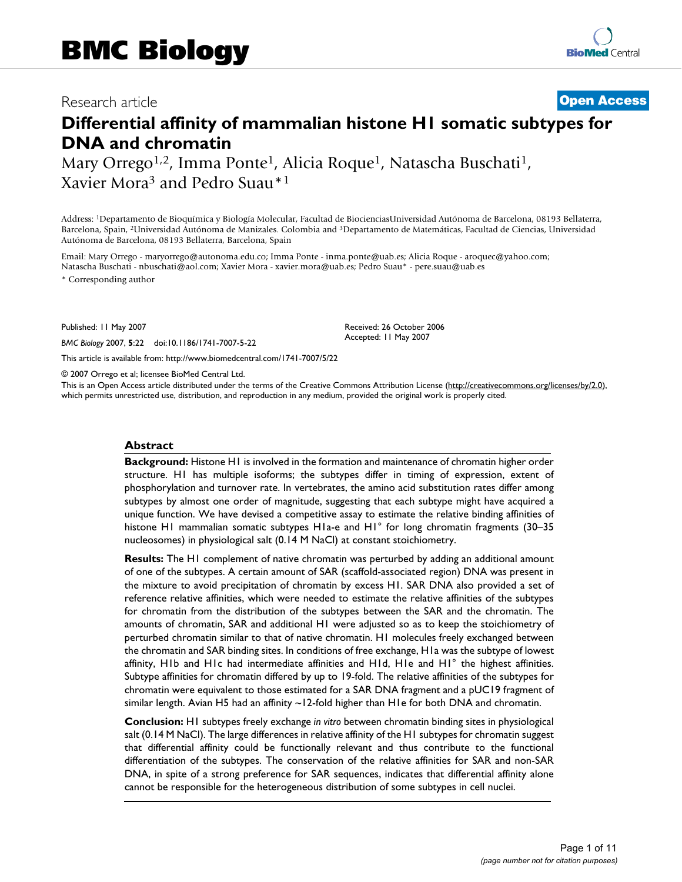# BMC Biology

Research article

**Open Access**

# Differential affinity of mammalian histone H1 somatic subtypes for DNA and chromatin

Mary Orrego[1,2], Imma Ponte[1], Alicia Roque[1], Natascha Buschati[1], Xavier Mora[3] and Pedro Suau*[1]

Address: [1]Departamento de Bioquímica y Biología Molecular, Facultad de BiocienciasUniversidad Autónoma de Barcelona, 08193 Bellaterra, Barcelona, Spain, [2]Universidad Autónoma de Manizales. Colombia and [3]Departamento de Matemáticas, Facultad de Ciencias, Universidad Autónoma de Barcelona, 08193 Bellaterra, Barcelona, Spain

Email: Mary Orrego - maryorrego@autonoma.edu.co; Imma Ponte - inma.ponte@uab.es; Alicia Roque - aroquec@yahoo.com; Natascha Buschati - nbuschati@aol.com; Xavier Mora - xavier.mora@uab.es; Pedro Suau* - pere.suau@uab.es

* Corresponding author

Published: 11 May 2007

*BMC Biology* 2007, **5**:22 doi:10.1186/1741-7007-5-22

Received: 26 October 2006
Accepted: 11 May 2007

This article is available from: http://www.biomedcentral.com/1741-7007/5/22

© 2007 Orrego et al; licensee BioMed Central Ltd.

This is an Open Access article distributed under the terms of the Creative Commons Attribution License (http://creativecommons.org/licenses/by/2.0), which permits unrestricted use, distribution, and reproduction in any medium, provided the original work is properly cited.

## Abstract

**Background:** Histone H1 is involved in the formation and maintenance of chromatin higher order structure. H1 has multiple isoforms; the subtypes differ in timing of expression, extent of phosphorylation and turnover rate. In vertebrates, the amino acid substitution rates differ among subtypes by almost one order of magnitude, suggesting that each subtype might have acquired a unique function. We have devised a competitive assay to estimate the relative binding affinities of histone H1 mammalian somatic subtypes H1a-e and H1° for long chromatin fragments (30–35 nucleosomes) in physiological salt (0.14 M NaCl) at constant stoichiometry.

**Results:** The H1 complement of native chromatin was perturbed by adding an additional amount of one of the subtypes. A certain amount of SAR (scaffold-associated region) DNA was present in the mixture to avoid precipitation of chromatin by excess H1. SAR DNA also provided a set of reference relative affinities, which were needed to estimate the relative affinities of the subtypes for chromatin from the distribution of the subtypes between the SAR and the chromatin. The amounts of chromatin, SAR and additional H1 were adjusted so as to keep the stoichiometry of perturbed chromatin similar to that of native chromatin. H1 molecules freely exchanged between the chromatin and SAR binding sites. In conditions of free exchange, H1a was the subtype of lowest affinity, H1b and H1c had intermediate affinities and H1d, H1e and H1° the highest affinities. Subtype affinities for chromatin differed by up to 19-fold. The relative affinities of the subtypes for chromatin were equivalent to those estimated for a SAR DNA fragment and a pUC19 fragment of similar length. Avian H5 had an affinity ~12-fold higher than H1e for both DNA and chromatin.

**Conclusion:** H1 subtypes freely exchange *in vitro* between chromatin binding sites in physiological salt (0.14 M NaCl). The large differences in relative affinity of the H1 subtypes for chromatin suggest that differential affinity could be functionally relevant and thus contribute to the functional differentiation of the subtypes. The conservation of the relative affinities for SAR and non-SAR DNA, in spite of a strong preference for SAR sequences, indicates that differential affinity alone cannot be responsible for the heterogeneous distribution of some subtypes in cell nuclei.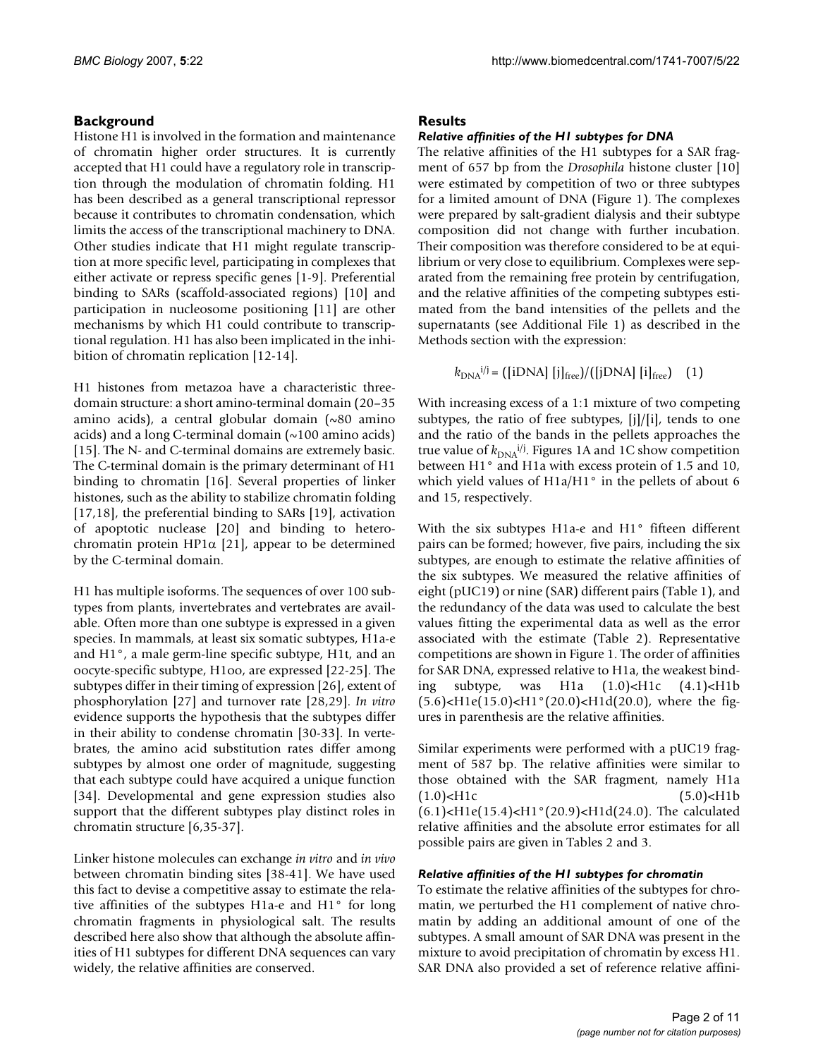## Background

Histone H1 is involved in the formation and maintenance of chromatin higher order structures. It is currently accepted that H1 could have a regulatory role in transcription through the modulation of chromatin folding. H1 has been described as a general transcriptional repressor because it contributes to chromatin condensation, which limits the access of the transcriptional machinery to DNA. Other studies indicate that H1 might regulate transcription at more specific level, participating in complexes that either activate or repress specific genes [1-9]. Preferential binding to SARs (scaffold-associated regions) [10] and participation in nucleosome positioning [11] are other mechanisms by which H1 could contribute to transcriptional regulation. H1 has also been implicated in the inhibition of chromatin replication [12-14].

H1 histones from metazoa have a characteristic three-domain structure: a short amino-terminal domain (20–35 amino acids), a central globular domain (~80 amino acids) and a long C-terminal domain (~100 amino acids) [15]. The N- and C-terminal domains are extremely basic. The C-terminal domain is the primary determinant of H1 binding to chromatin [16]. Several properties of linker histones, such as the ability to stabilize chromatin folding [17,18], the preferential binding to SARs [19], activation of apoptotic nuclease [20] and binding to heterochromatin protein HP1α [21], appear to be determined by the C-terminal domain.

H1 has multiple isoforms. The sequences of over 100 subtypes from plants, invertebrates and vertebrates are available. Often more than one subtype is expressed in a given species. In mammals, at least six somatic subtypes, H1a-e and H1°, a male germ-line specific subtype, H1t, and an oocyte-specific subtype, H1oo, are expressed [22-25]. The subtypes differ in their timing of expression [26], extent of phosphorylation [27] and turnover rate [28,29]. *In vitro* evidence supports the hypothesis that the subtypes differ in their ability to condense chromatin [30-33]. In vertebrates, the amino acid substitution rates differ among subtypes by almost one order of magnitude, suggesting that each subtype could have acquired a unique function [34]. Developmental and gene expression studies also support that the different subtypes play distinct roles in chromatin structure [6,35-37].

Linker histone molecules can exchange *in vitro* and *in vivo* between chromatin binding sites [38-41]. We have used this fact to devise a competitive assay to estimate the relative affinities of the subtypes H1a-e and H1° for long chromatin fragments in physiological salt. The results described here also show that although the absolute affinities of H1 subtypes for different DNA sequences can vary widely, the relative affinities are conserved.

## Results

### *Relative affinities of the H1 subtypes for DNA*

The relative affinities of the H1 subtypes for a SAR fragment of 657 bp from the *Drosophila* histone cluster [10] were estimated by competition of two or three subtypes for a limited amount of DNA (Figure 1). The complexes were prepared by salt-gradient dialysis and their subtype composition did not change with further incubation. Their composition was therefore considered to be at equilibrium or very close to equilibrium. Complexes were separated from the remaining free protein by centrifugation, and the relative affinities of the competing subtypes estimated from the band intensities of the pellets and the supernatants (see Additional File 1) as described in the Methods section with the expression:

$$k_{\mathrm{DNA}}^{i/j} = ([\mathrm{iDNA}]\,[\mathrm{j}]_{\mathrm{free}})/([\mathrm{jDNA}]\,[\mathrm{i}]_{\mathrm{free}}) \quad (1)$$

With increasing excess of a 1:1 mixture of two competing subtypes, the ratio of free subtypes, [j]/[i], tends to one and the ratio of the bands in the pellets approaches the true value of $k_{\mathrm{DNA}}^{i/j}$. Figures 1A and 1C show competition between H1° and H1a with excess protein of 1.5 and 10, which yield values of H1a/H1° in the pellets of about 6 and 15, respectively.

With the six subtypes H1a-e and H1° fifteen different pairs can be formed; however, five pairs, including the six subtypes, are enough to estimate the relative affinities of the six subtypes. We measured the relative affinities of eight (pUC19) or nine (SAR) different pairs (Table 1), and the redundancy of the data was used to calculate the best values fitting the experimental data as well as the error associated with the estimate (Table 2). Representative competitions are shown in Figure 1. The order of affinities for SAR DNA, expressed relative to H1a, the weakest binding subtype, was H1a (1.0)<H1c (4.1)<H1b (5.6)<H1e(15.0)<H1°(20.0)<H1d(20.0), where the figures in parenthesis are the relative affinities.

Similar experiments were performed with a pUC19 fragment of 587 bp. The relative affinities were similar to those obtained with the SAR fragment, namely H1a (1.0)<H1c (5.0)<H1b (6.1)<H1e(15.4)<H1°(20.9)<H1d(24.0). The calculated relative affinities and the absolute error estimates for all possible pairs are given in Tables 2 and 3.

### *Relative affinities of the H1 subtypes for chromatin*

To estimate the relative affinities of the subtypes for chromatin, we perturbed the H1 complement of native chromatin by adding an additional amount of one of the subtypes. A small amount of SAR DNA was present in the mixture to avoid precipitation of chromatin by excess H1. SAR DNA also provided a set of reference relative affini-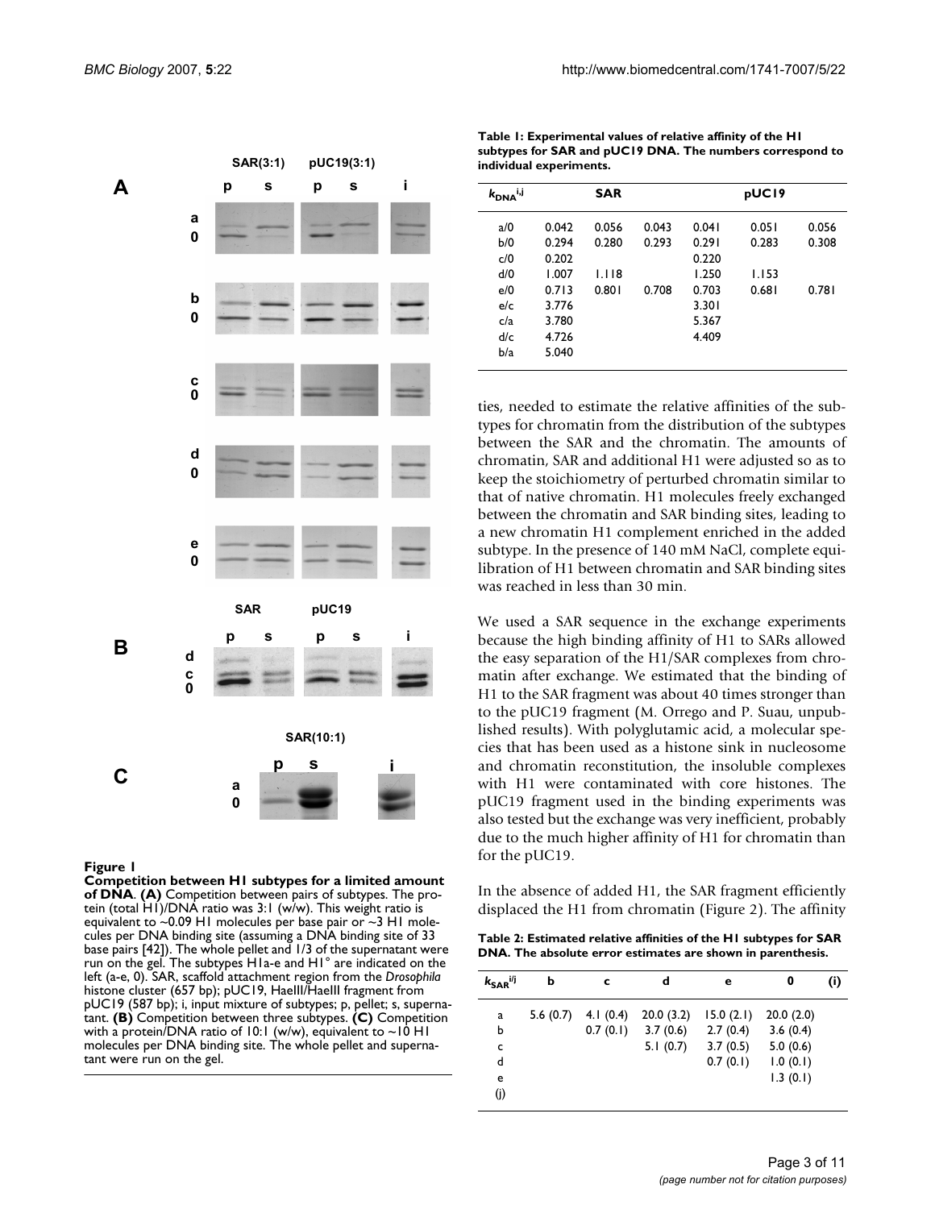**Figure 1**

**Competition between H1 subtypes for a limited amount of DNA**. **(A)** Competition between pairs of subtypes. The protein (total H1)/DNA ratio was 3:1 (w/w). This weight ratio is equivalent to ~0.09 H1 molecules per base pair or ~3 H1 molecules per DNA binding site (assuming a DNA binding site of 33 base pairs [42]). The whole pellet and 1/3 of the supernatant were run on the gel. The subtypes H1a-e and H1° are indicated on the left (a-e, 0). SAR, scaffold attachment region from the *Drosophila* histone cluster (657 bp); pUC19, HaeIII/HaeIII fragment from pUC19 (587 bp); i, input mixture of subtypes; p, pellet; s, supernatant. **(B)** Competition between three subtypes. **(C)** Competition with a protein/DNA ratio of 10:1 (w/w), equivalent to ~10 H1 molecules per DNA binding site. The whole pellet and supernatant were run on the gel.

**Table 1: Experimental values of relative affinity of the H1 subtypes for SAR and pUC19 DNA. The numbers correspond to individual experiments.**

| $k_{DNA}^{i,j}$ | SAR | | | pUC19 | | |
|---|---|---|---|---|---|---|
| a/0 | 0.042 | 0.056 | 0.043 | 0.041 | 0.051 | 0.056 |
| b/0 | 0.294 | 0.280 | 0.293 | 0.291 | 0.283 | 0.308 |
| c/0 | 0.202 | | | 0.220 | | |
| d/0 | 1.007 | 1.118 | | 1.250 | 1.153 | |
| e/0 | 0.713 | 0.801 | 0.708 | 0.703 | 0.681 | 0.781 |
| e/c | 3.776 | | | 3.301 | | |
| c/a | 3.780 | | | 5.367 | | |
| d/c | 4.726 | | | 4.409 | | |
| b/a | 5.040 | | | | | |

ties, needed to estimate the relative affinities of the subtypes for chromatin from the distribution of the subtypes between the SAR and the chromatin. The amounts of chromatin, SAR and additional H1 were adjusted so as to keep the stoichiometry of perturbed chromatin similar to that of native chromatin. H1 molecules freely exchanged between the chromatin and SAR binding sites, leading to a new chromatin H1 complement enriched in the added subtype. In the presence of 140 mM NaCl, complete equilibration of H1 between chromatin and SAR binding sites was reached in less than 30 min.

We used a SAR sequence in the exchange experiments because the high binding affinity of H1 to SARs allowed the easy separation of the H1/SAR complexes from chromatin after exchange. We estimated that the binding of H1 to the SAR fragment was about 40 times stronger than to the pUC19 fragment (M. Orrego and P. Suau, unpublished results). With polyglutamic acid, a molecular species that has been used as a histone sink in nucleosome and chromatin reconstitution, the insoluble complexes with H1 were contaminated with core histones. The pUC19 fragment used in the binding experiments was also tested but the exchange was very inefficient, probably due to the much higher affinity of H1 for chromatin than for the pUC19.

In the absence of added H1, the SAR fragment efficiently displaced the H1 from chromatin (Figure 2). The affinity

**Table 2: Estimated relative affinities of the H1 subtypes for SAR DNA. The absolute error estimates are shown in parenthesis.**

| $k_{SAR}^{i/j}$ | b | c | d | e | 0 | (i) |
|---|---|---|---|---|---|---|
| a | 5.6 (0.7) | 4.1 (0.4) | 20.0 (3.2) | 15.0 (2.1) | 20.0 (2.0) | |
| b | | 0.7 (0.1) | 3.7 (0.6) | 2.7 (0.4) | 3.6 (0.4) | |
| c | | | 5.1 (0.7) | 3.7 (0.5) | 5.0 (0.6) | |
| d | | | | 0.7 (0.1) | 1.0 (0.1) | |
| e | | | | | 1.3 (0.1) | |
| (j) | | | | | | |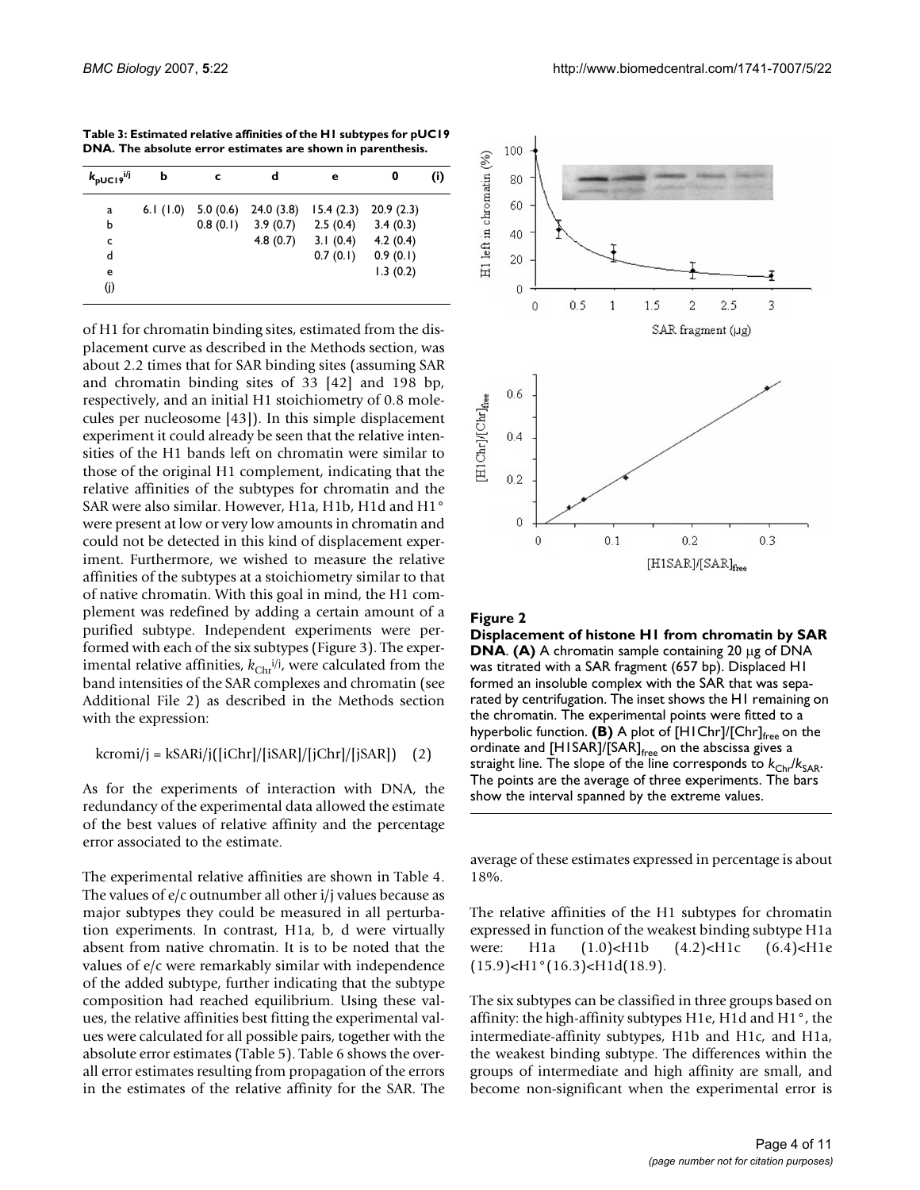**Table 3: Estimated relative affinities of the H1 subtypes for pUC19 DNA. The absolute error estimates are shown in parenthesis.**

| $k_{pUC19}^{i/j}$ | b | c | d | e | 0 | (i) |
|---|---|---|---|---|---|---|
| a | 6.1 (1.0) | 5.0 (0.6) | 24.0 (3.8) | 15.4 (2.3) | 20.9 (2.3) | |
| b | | 0.8 (0.1) | 3.9 (0.7) | 2.5 (0.4) | 3.4 (0.3) | |
| c | | | 4.8 (0.7) | 3.1 (0.4) | 4.2 (0.4) | |
| d | | | | 0.7 (0.1) | 0.9 (0.1) | |
| e | | | | | 1.3 (0.2) | |
| (j) | | | | | | |

of H1 for chromatin binding sites, estimated from the displacement curve as described in the Methods section, was about 2.2 times that for SAR binding sites (assuming SAR and chromatin binding sites of 33 [42] and 198 bp, respectively, and an initial H1 stoichiometry of 0.8 molecules per nucleosome [43]). In this simple displacement experiment it could already be seen that the relative intensities of the H1 bands left on chromatin were similar to those of the original H1 complement, indicating that the relative affinities of the subtypes for chromatin and the SAR were also similar. However, H1a, H1b, H1d and H1° were present at low or very low amounts in chromatin and could not be detected in this kind of displacement experiment. Furthermore, we wished to measure the relative affinities of the subtypes at a stoichiometry similar to that of native chromatin. With this goal in mind, the H1 complement was redefined by adding a certain amount of a purified subtype. Independent experiments were performed with each of the six subtypes (Figure 3). The experimental relative affinities, $k_{Chr}^{i/j}$, were calculated from the band intensities of the SAR complexes and chromatin (see Additional File 2) as described in the Methods section with the expression:

$$kcromi/j = kSARi/j([iChr]/[iSAR]/[jChr]/[jSAR]) \quad (2)$$

As for the experiments of interaction with DNA, the redundancy of the experimental data allowed the estimate of the best values of relative affinity and the percentage error associated to the estimate.

The experimental relative affinities are shown in Table 4. The values of e/c outnumber all other i/j values because as major subtypes they could be measured in all perturbation experiments. In contrast, H1a, b, d were virtually absent from native chromatin. It is to be noted that the values of e/c were remarkably similar with independence of the added subtype, further indicating that the subtype composition had reached equilibrium. Using these values, the relative affinities best fitting the experimental values were calculated for all possible pairs, together with the absolute error estimates (Table 5). Table 6 shows the overall error estimates resulting from propagation of the errors in the estimates of the relative affinity for the SAR. The average of these estimates expressed in percentage is about 18%.

**Figure 2**
**Displacement of histone H1 from chromatin by SAR DNA**. **(A)** A chromatin sample containing 20 μg of DNA was titrated with a SAR fragment (657 bp). Displaced H1 formed an insoluble complex with the SAR that was separated by centrifugation. The inset shows the H1 remaining on the chromatin. The experimental points were fitted to a hyperbolic function. **(B)** A plot of $[H1Chr]/[Chr]_{free}$ on the ordinate and $[H1SAR]/[SAR]_{free}$ on the abscissa gives a straight line. The slope of the line corresponds to $k_{Chr}/k_{SAR}$. The points are the average of three experiments. The bars show the interval spanned by the extreme values.

The relative affinities of the H1 subtypes for chromatin expressed in function of the weakest binding subtype H1a were: H1a (1.0)<H1b (4.2)<H1c (6.4)<H1e (15.9)<H1°(16.3)<H1d(18.9).

The six subtypes can be classified in three groups based on affinity: the high-affinity subtypes H1e, H1d and H1°, the intermediate-affinity subtypes, H1b and H1c, and H1a, the weakest binding subtype. The differences within the groups of intermediate and high affinity are small, and become non-significant when the experimental error is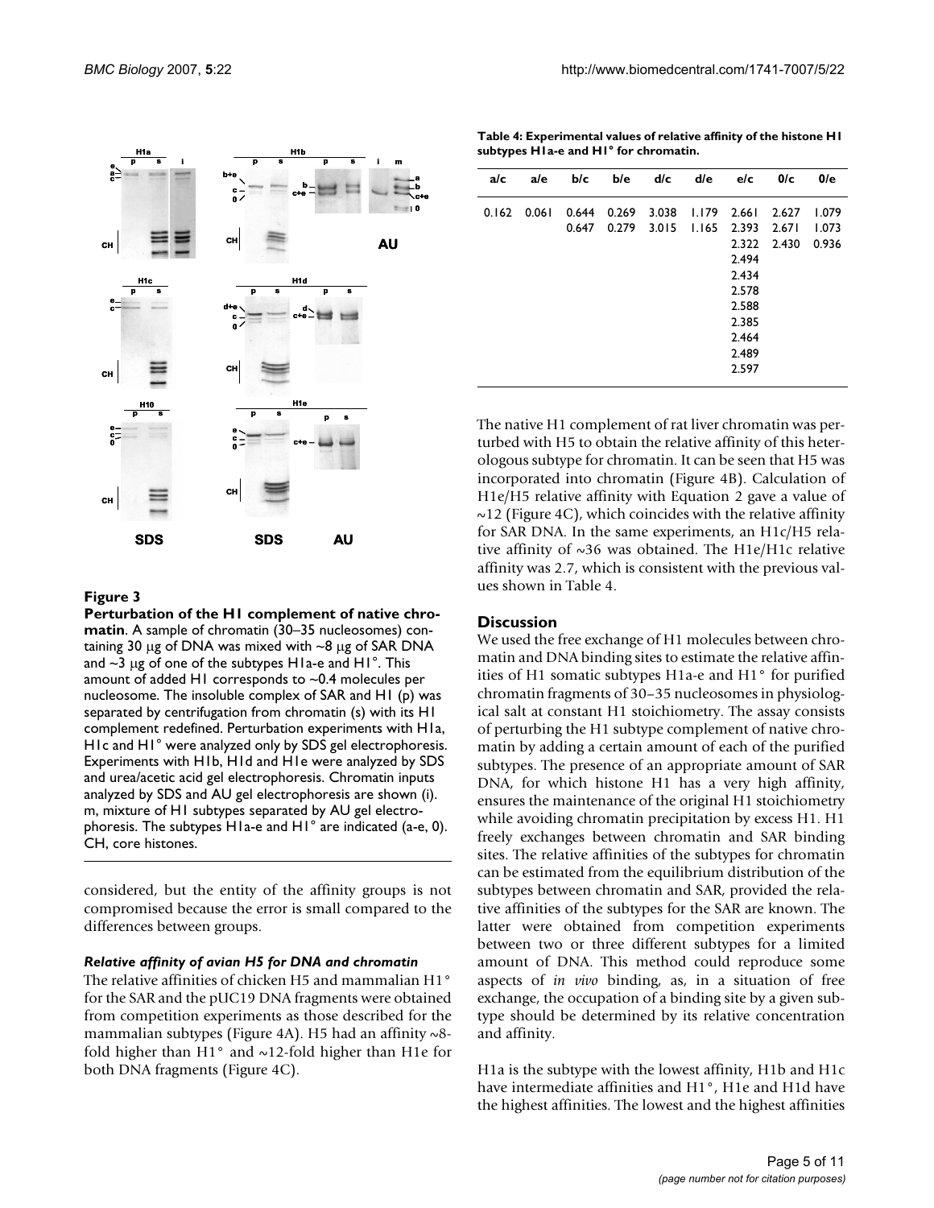**Figure 3**

**Perturbation of the H1 complement of native chromatin**. A sample of chromatin (30–35 nucleosomes) containing 30 μg of DNA was mixed with ~8 μg of SAR DNA and ~3 μg of one of the subtypes H1a-e and H1°. This amount of added H1 corresponds to ~0.4 molecules per nucleosome. The insoluble complex of SAR and H1 (p) was separated by centrifugation from chromatin (s) with its H1 complement redefined. Perturbation experiments with H1a, H1c and H1° were analyzed only by SDS gel electrophoresis. Experiments with H1b, H1d and H1e were analyzed by SDS and urea/acetic acid gel electrophoresis. Chromatin inputs analyzed by SDS and AU gel electrophoresis are shown (i). m, mixture of H1 subtypes separated by AU gel electrophoresis. The subtypes H1a-e and H1° are indicated (a-e, 0). CH, core histones.

considered, but the entity of the affinity groups is not compromised because the error is small compared to the differences between groups.

### *Relative affinity of avian H5 for DNA and chromatin*

The relative affinities of chicken H5 and mammalian H1° for the SAR and the pUC19 DNA fragments were obtained from competition experiments as those described for the mammalian subtypes (Figure 4A). H5 had an affinity ~8-fold higher than H1° and ~12-fold higher than H1e for both DNA fragments (Figure 4C).

**Table 4: Experimental values of relative affinity of the histone H1 subtypes H1a-e and H1° for chromatin.**

| a/c | a/e | b/c | b/e | d/c | d/e | e/c | 0/c | 0/e |
|---|---|---|---|---|---|---|---|---|
| 0.162 | 0.061 | 0.644 | 0.269 | 3.038 | 1.179 | 2.661 | 2.627 | 1.079 |
| | | 0.647 | 0.279 | 3.015 | 1.165 | 2.393 | 2.671 | 1.073 |
| | | | | | | 2.322 | 2.430 | 0.936 |
| | | | | | | 2.494 | | |
| | | | | | | 2.434 | | |
| | | | | | | 2.578 | | |
| | | | | | | 2.588 | | |
| | | | | | | 2.385 | | |
| | | | | | | 2.464 | | |
| | | | | | | 2.489 | | |
| | | | | | | 2.597 | | |

The native H1 complement of rat liver chromatin was perturbed with H5 to obtain the relative affinity of this heterologous subtype for chromatin. It can be seen that H5 was incorporated into chromatin (Figure 4B). Calculation of H1e/H5 relative affinity with Equation 2 gave a value of ~12 (Figure 4C), which coincides with the relative affinity for SAR DNA. In the same experiments, an H1c/H5 relative affinity of ~36 was obtained. The H1e/H1c relative affinity was 2.7, which is consistent with the previous values shown in Table 4.

## Discussion

We used the free exchange of H1 molecules between chromatin and DNA binding sites to estimate the relative affinities of H1 somatic subtypes H1a-e and H1° for purified chromatin fragments of 30–35 nucleosomes in physiological salt at constant H1 stoichiometry. The assay consists of perturbing the H1 subtype complement of native chromatin by adding a certain amount of each of the purified subtypes. The presence of an appropriate amount of SAR DNA, for which histone H1 has a very high affinity, ensures the maintenance of the original H1 stoichiometry while avoiding chromatin precipitation by excess H1. H1 freely exchanges between chromatin and SAR binding sites. The relative affinities of the subtypes for chromatin can be estimated from the equilibrium distribution of the subtypes between chromatin and SAR, provided the relative affinities of the subtypes for the SAR are known. The latter were obtained from competition experiments between two or three different subtypes for a limited amount of DNA. This method could reproduce some aspects of *in vivo* binding, as, in a situation of free exchange, the occupation of a binding site by a given subtype should be determined by its relative concentration and affinity.

H1a is the subtype with the lowest affinity, H1b and H1c have intermediate affinities and H1°, H1e and H1d have the highest affinities. The lowest and the highest affinities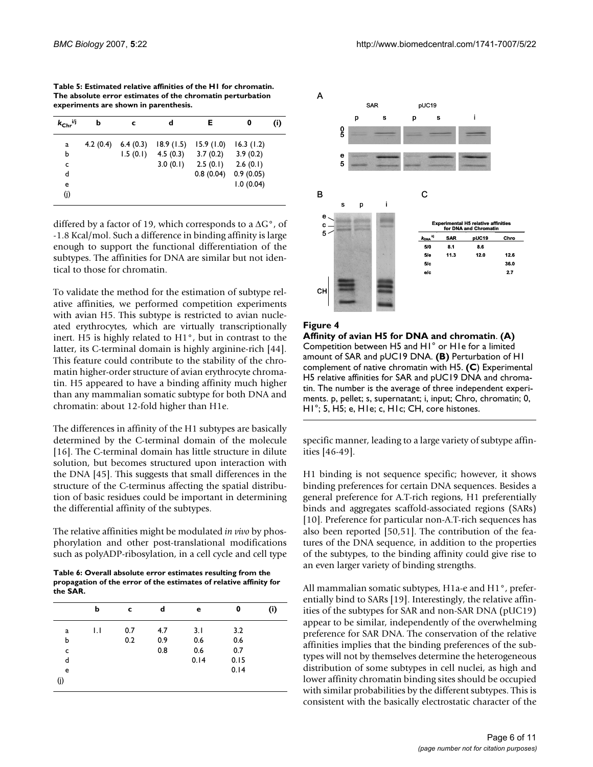**Table 5: Estimated relative affinities of the H1 for chromatin. The absolute error estimates of the chromatin perturbation experiments are shown in parenthesis.**

| $k_{Chr}^{i/j}$ | b | c | d | E | 0 | (i) |
|---|---|---|---|---|---|---|
| a | 4.2 (0.4) | 6.4 (0.3) | 18.9 (1.5) | 15.9 (1.0) | 16.3 (1.2) | |
| b | | 1.5 (0.1) | 4.5 (0.3) | 3.7 (0.2) | 3.9 (0.2) | |
| c | | | 3.0 (0.1) | 2.5 (0.1) | 2.6 (0.1) | |
| d | | | | 0.8 (0.04) | 0.9 (0.05) | |
| e | | | | | 1.0 (0.04) | |
| (j) | | | | | | |

differed by a factor of 19, which corresponds to a ΔG°, of -1.8 Kcal/mol. Such a difference in binding affinity is large enough to support the functional differentiation of the subtypes. The affinities for DNA are similar but not identical to those for chromatin.

To validate the method for the estimation of subtype relative affinities, we performed competition experiments with avian H5. This subtype is restricted to avian nucleated erythrocytes, which are virtually transcriptionally inert. H5 is highly related to H1°, but in contrast to the latter, its C-terminal domain is highly arginine-rich [44]. This feature could contribute to the stability of the chromatin higher-order structure of avian erythrocyte chromatin. H5 appeared to have a binding affinity much higher than any mammalian somatic subtype for both DNA and chromatin: about 12-fold higher than H1e.

The differences in affinity of the H1 subtypes are basically determined by the C-terminal domain of the molecule [16]. The C-terminal domain has little structure in dilute solution, but becomes structured upon interaction with the DNA [45]. This suggests that small differences in the structure of the C-terminus affecting the spatial distribution of basic residues could be important in determining the differential affinity of the subtypes.

The relative affinities might be modulated *in vivo* by phosphorylation and other post-translational modifications such as polyADP-ribosylation, in a cell cycle and cell type specific manner, leading to a large variety of subtype affinities [46-49].

**Table 6: Overall absolute error estimates resulting from the propagation of the error of the estimates of relative affinity for the SAR.**

| | b | c | d | e | 0 | (i) |
|---|---|---|---|---|---|---|
| a | 1.1 | 0.7 | 4.7 | 3.1 | 3.2 | |
| b | | 0.2 | 0.9 | 0.6 | 0.6 | |
| c | | | 0.8 | 0.6 | 0.7 | |
| d | | | | 0.14 | 0.15 | |
| e | | | | | 0.14 | |
| (j) | | | | | | |

**C**

**Experimental H5 relative affinities for DNA and Chromatin**

| $k_{DNA}^{i/j}$ | SAR | pUC19 | Chro |
|---|---|---|---|
| 5/0 | 8.1 | 8.6 | |
| 5/e | 11.3 | 12.0 | 12.6 |
| 5/c | | | 36.0 |
| e/c | | | 2.7 |

**Figure 4**

**Affinity of avian H5 for DNA and chromatin. (A)** Competition between H5 and H1° or H1e for a limited amount of SAR and pUC19 DNA. **(B)** Perturbation of H1 complement of native chromatin with H5. **(C)** Experimental H5 relative affinities for SAR and pUC19 DNA and chromatin. The number is the average of three independent experiments. p, pellet; s, supernatant; i, input; Chro, chromatin; 0, H1°; 5, H5; e, H1e; c, H1c; CH, core histones.

H1 binding is not sequence specific; however, it shows binding preferences for certain DNA sequences. Besides a general preference for A.T-rich regions, H1 preferentially binds and aggregates scaffold-associated regions (SARs) [10]. Preference for particular non-A.T-rich sequences has also been reported [50,51]. The contribution of the features of the DNA sequence, in addition to the properties of the subtypes, to the binding affinity could give rise to an even larger variety of binding strengths.

All mammalian somatic subtypes, H1a-e and H1°, preferentially bind to SARs [19]. Interestingly, the relative affinities of the subtypes for SAR and non-SAR DNA (pUC19) appear to be similar, independently of the overwhelming preference for SAR DNA. The conservation of the relative affinities implies that the binding preferences of the subtypes will not by themselves determine the heterogeneous distribution of some subtypes in cell nuclei, as high and lower affinity chromatin binding sites should be occupied with similar probabilities by the different subtypes. This is consistent with the basically electrostatic character of the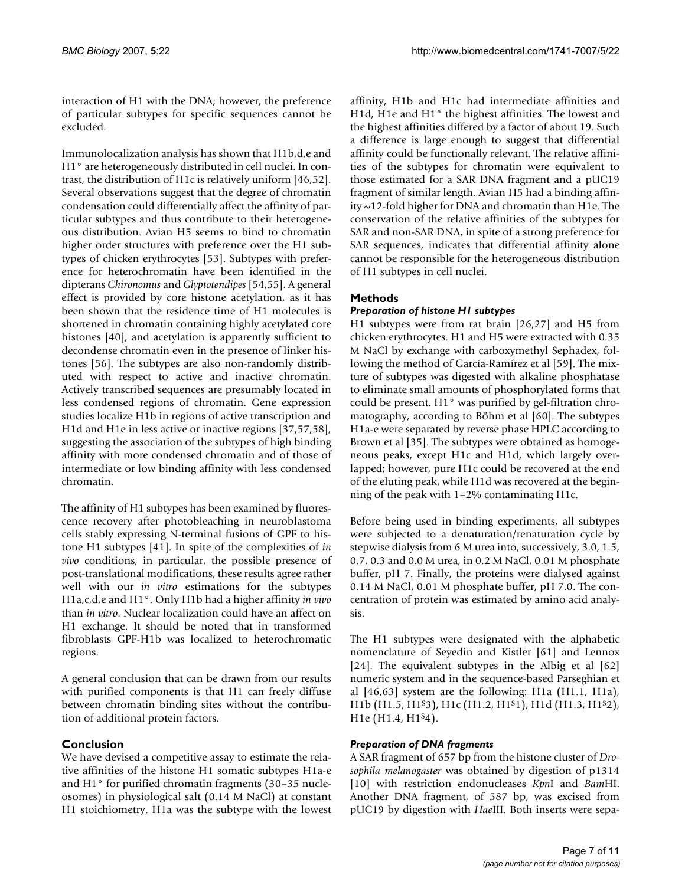interaction of H1 with the DNA; however, the preference of particular subtypes for specific sequences cannot be excluded.

Immunolocalization analysis has shown that H1b,d,e and H1° are heterogeneously distributed in cell nuclei. In contrast, the distribution of H1c is relatively uniform [46,52]. Several observations suggest that the degree of chromatin condensation could differentially affect the affinity of particular subtypes and thus contribute to their heterogeneous distribution. Avian H5 seems to bind to chromatin higher order structures with preference over the H1 subtypes of chicken erythrocytes [53]. Subtypes with preference for heterochromatin have been identified in the dipterans *Chironomus* and *Glyptotendipes* [54,55]. A general effect is provided by core histone acetylation, as it has been shown that the residence time of H1 molecules is shortened in chromatin containing highly acetylated core histones [40], and acetylation is apparently sufficient to decondense chromatin even in the presence of linker histones [56]. The subtypes are also non-randomly distributed with respect to active and inactive chromatin. Actively transcribed sequences are presumably located in less condensed regions of chromatin. Gene expression studies localize H1b in regions of active transcription and H1d and H1e in less active or inactive regions [37,57,58], suggesting the association of the subtypes of high binding affinity with more condensed chromatin and of those of intermediate or low binding affinity with less condensed chromatin.

The affinity of H1 subtypes has been examined by fluorescence recovery after photobleaching in neuroblastoma cells stably expressing N-terminal fusions of GPF to histone H1 subtypes [41]. In spite of the complexities of *in vivo* conditions, in particular, the possible presence of post-translational modifications, these results agree rather well with our *in vitro* estimations for the subtypes H1a,c,d,e and H1°. Only H1b had a higher affinity *in vivo* than *in vitro*. Nuclear localization could have an affect on H1 exchange. It should be noted that in transformed fibroblasts GPF-H1b was localized to heterochromatic regions.

A general conclusion that can be drawn from our results with purified components is that H1 can freely diffuse between chromatin binding sites without the contribution of additional protein factors.

## Conclusion

We have devised a competitive assay to estimate the relative affinities of the histone H1 somatic subtypes H1a-e and H1° for purified chromatin fragments (30–35 nucleosomes) in physiological salt (0.14 M NaCl) at constant H1 stoichiometry. H1a was the subtype with the lowest affinity, H1b and H1c had intermediate affinities and H1d, H1e and H1° the highest affinities. The lowest and the highest affinities differed by a factor of about 19. Such a difference is large enough to suggest that differential affinity could be functionally relevant. The relative affinities of the subtypes for chromatin were equivalent to those estimated for a SAR DNA fragment and a pUC19 fragment of similar length. Avian H5 had a binding affinity ~12-fold higher for DNA and chromatin than H1e. The conservation of the relative affinities of the subtypes for SAR and non-SAR DNA, in spite of a strong preference for SAR sequences, indicates that differential affinity alone cannot be responsible for the heterogeneous distribution of H1 subtypes in cell nuclei.

## Methods

### *Preparation of histone H1 subtypes*

H1 subtypes were from rat brain [26,27] and H5 from chicken erythrocytes. H1 and H5 were extracted with 0.35 M NaCl by exchange with carboxymethyl Sephadex, following the method of García-Ramírez et al [59]. The mixture of subtypes was digested with alkaline phosphatase to eliminate small amounts of phosphorylated forms that could be present. H1° was purified by gel-filtration chromatography, according to Böhm et al [60]. The subtypes H1a-e were separated by reverse phase HPLC according to Brown et al [35]. The subtypes were obtained as homogeneous peaks, except H1c and H1d, which largely overlapped; however, pure H1c could be recovered at the end of the eluting peak, while H1d was recovered at the beginning of the peak with 1–2% contaminating H1c.

Before being used in binding experiments, all subtypes were subjected to a denaturation/renaturation cycle by stepwise dialysis from 6 M urea into, successively, 3.0, 1.5, 0.7, 0.3 and 0.0 M urea, in 0.2 M NaCl, 0.01 M phosphate buffer, pH 7. Finally, the proteins were dialysed against 0.14 M NaCl, 0.01 M phosphate buffer, pH 7.0. The concentration of protein was estimated by amino acid analysis.

The H1 subtypes were designated with the alphabetic nomenclature of Seyedin and Kistler [61] and Lennox [24]. The equivalent subtypes in the Albig et al [62] numeric system and in the sequence-based Parseghian et al [46,63] system are the following: H1a (H1.1, H1a), H1b (H1.5, H1$^{S}$3), H1c (H1.2, H1$^{S}$1), H1d (H1.3, H1$^{S}$2), H1e (H1.4, H1$^{S}$4).

### *Preparation of DNA fragments*

A SAR fragment of 657 bp from the histone cluster of *Drosophila melanogaster* was obtained by digestion of p1314 [10] with restriction endonucleases *Kpn*I and *Bam*HI. Another DNA fragment, of 587 bp, was excised from pUC19 by digestion with *Hae*III. Both inserts were sepa-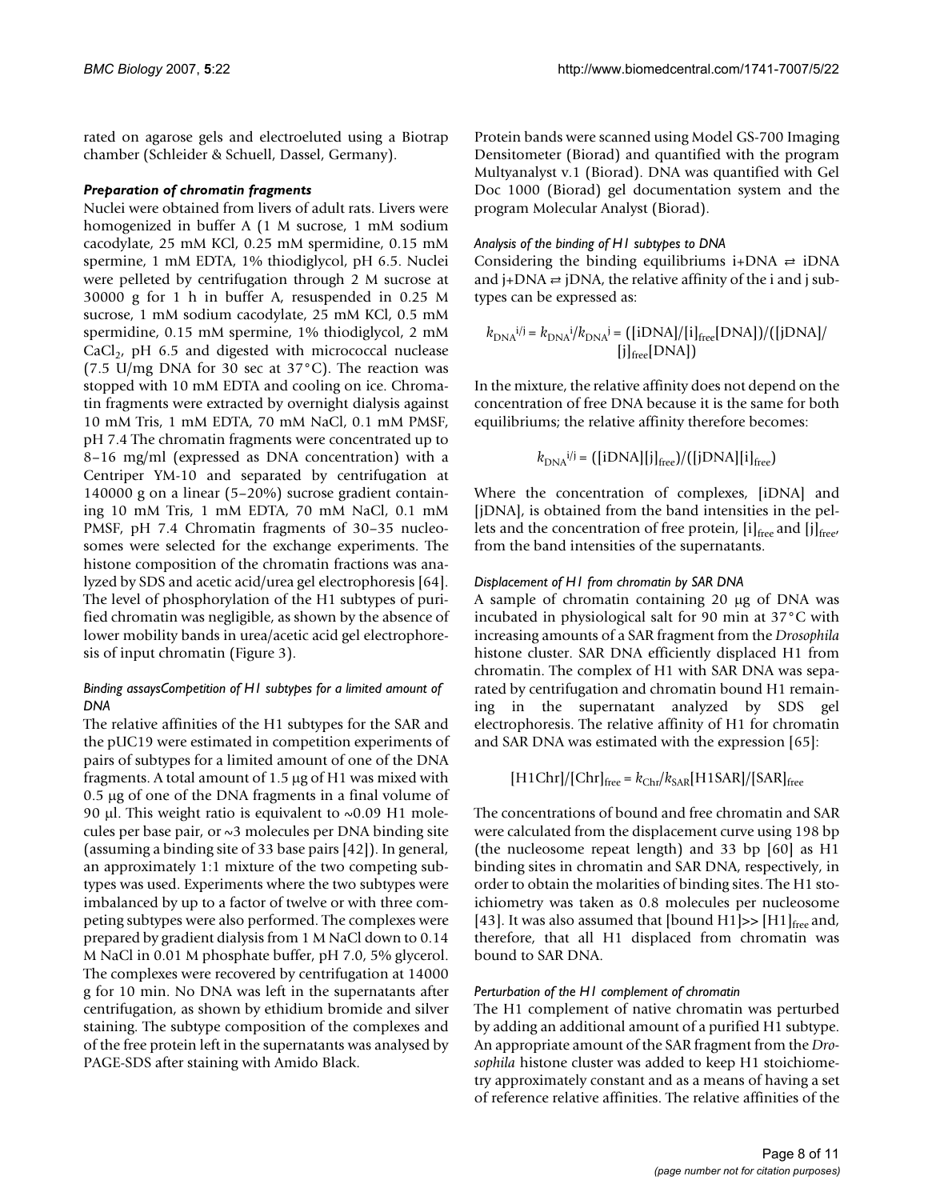rated on agarose gels and electroeluted using a Biotrap chamber (Schleider & Schuell, Dassel, Germany).

### *Preparation of chromatin fragments*

Nuclei were obtained from livers of adult rats. Livers were homogenized in buffer A (1 M sucrose, 1 mM sodium cacodylate, 25 mM KCl, 0.25 mM spermidine, 0.15 mM spermine, 1 mM EDTA, 1% thiodiglycol, pH 6.5. Nuclei were pelleted by centrifugation through 2 M sucrose at 30000 g for 1 h in buffer A, resuspended in 0.25 M sucrose, 1 mM sodium cacodylate, 25 mM KCl, 0.5 mM spermidine, 0.15 mM spermine, 1% thiodiglycol, 2 mM $CaCl_2$, pH 6.5 and digested with micrococcal nuclease (7.5 U/mg DNA for 30 sec at 37°C). The reaction was stopped with 10 mM EDTA and cooling on ice. Chromatin fragments were extracted by overnight dialysis against 10 mM Tris, 1 mM EDTA, 70 mM NaCl, 0.1 mM PMSF, pH 7.4 The chromatin fragments were concentrated up to 8–16 mg/ml (expressed as DNA concentration) with a Centriper YM-10 and separated by centrifugation at 140000 g on a linear (5–20%) sucrose gradient containing 10 mM Tris, 1 mM EDTA, 70 mM NaCl, 0.1 mM PMSF, pH 7.4 Chromatin fragments of 30–35 nucleosomes were selected for the exchange experiments. The histone composition of the chromatin fractions was analyzed by SDS and acetic acid/urea gel electrophoresis [64]. The level of phosphorylation of the H1 subtypes of purified chromatin was negligible, as shown by the absence of lower mobility bands in urea/acetic acid gel electrophoresis of input chromatin (Figure 3).

#### *Binding assaysCompetition of H1 subtypes for a limited amount of DNA*

The relative affinities of the H1 subtypes for the SAR and the pUC19 were estimated in competition experiments of pairs of subtypes for a limited amount of one of the DNA fragments. A total amount of 1.5 μg of H1 was mixed with 0.5 μg of one of the DNA fragments in a final volume of 90 μl. This weight ratio is equivalent to ~0.09 H1 molecules per base pair, or ~3 molecules per DNA binding site (assuming a binding site of 33 base pairs [42]). In general, an approximately 1:1 mixture of the two competing subtypes was used. Experiments where the two subtypes were imbalanced by up to a factor of twelve or with three competing subtypes were also performed. The complexes were prepared by gradient dialysis from 1 M NaCl down to 0.14 M NaCl in 0.01 M phosphate buffer, pH 7.0, 5% glycerol. The complexes were recovered by centrifugation at 14000 g for 10 min. No DNA was left in the supernatants after centrifugation, as shown by ethidium bromide and silver staining. The subtype composition of the complexes and of the free protein left in the supernatants was analysed by PAGE-SDS after staining with Amido Black.

Protein bands were scanned using Model GS-700 Imaging Densitometer (Biorad) and quantified with the program Multyanalyst v.1 (Biorad). DNA was quantified with Gel Doc 1000 (Biorad) gel documentation system and the program Molecular Analyst (Biorad).

#### *Analysis of the binding of H1 subtypes to DNA*

Considering the binding equilibriums i+DNA ⇄ iDNA and j+DNA ⇄ jDNA, the relative affinity of the i and j subtypes can be expressed as:

$$k_{DNA}{}^{i/j} = k_{DNA}{}^{i}/k_{DNA}{}^{j} = ([iDNA]/[i]_{free}[DNA])/([jDNA]/[j]_{free}[DNA])$$

In the mixture, the relative affinity does not depend on the concentration of free DNA because it is the same for both equilibriums; the relative affinity therefore becomes:

$$k_{DNA}{}^{i/j} = ([iDNA][j]_{free})/([jDNA][i]_{free})$$

Where the concentration of complexes, [iDNA] and [jDNA], is obtained from the band intensities in the pellets and the concentration of free protein, $[i]_{free}$ and $[j]_{free}$, from the band intensities of the supernatants.

#### *Displacement of H1 from chromatin by SAR DNA*

A sample of chromatin containing 20 μg of DNA was incubated in physiological salt for 90 min at 37°C with increasing amounts of a SAR fragment from the *Drosophila* histone cluster. SAR DNA efficiently displaced H1 from chromatin. The complex of H1 with SAR DNA was separated by centrifugation and chromatin bound H1 remaining in the supernatant analyzed by SDS gel electrophoresis. The relative affinity of H1 for chromatin and SAR DNA was estimated with the expression [65]:

$$[H1Chr]/[Chr]_{free} = k_{Chr}/k_{SAR}[H1SAR]/[SAR]_{free}$$

The concentrations of bound and free chromatin and SAR were calculated from the displacement curve using 198 bp (the nucleosome repeat length) and 33 bp [60] as H1 binding sites in chromatin and SAR DNA, respectively, in order to obtain the molarities of binding sites. The H1 stoichiometry was taken as 0.8 molecules per nucleosome [43]. It was also assumed that [bound H1]>> $[H1]_{free}$ and, therefore, that all H1 displaced from chromatin was bound to SAR DNA.

#### *Perturbation of the H1 complement of chromatin*

The H1 complement of native chromatin was perturbed by adding an additional amount of a purified H1 subtype. An appropriate amount of the SAR fragment from the *Drosophila* histone cluster was added to keep H1 stoichiometry approximately constant and as a means of having a set of reference relative affinities. The relative affinities of the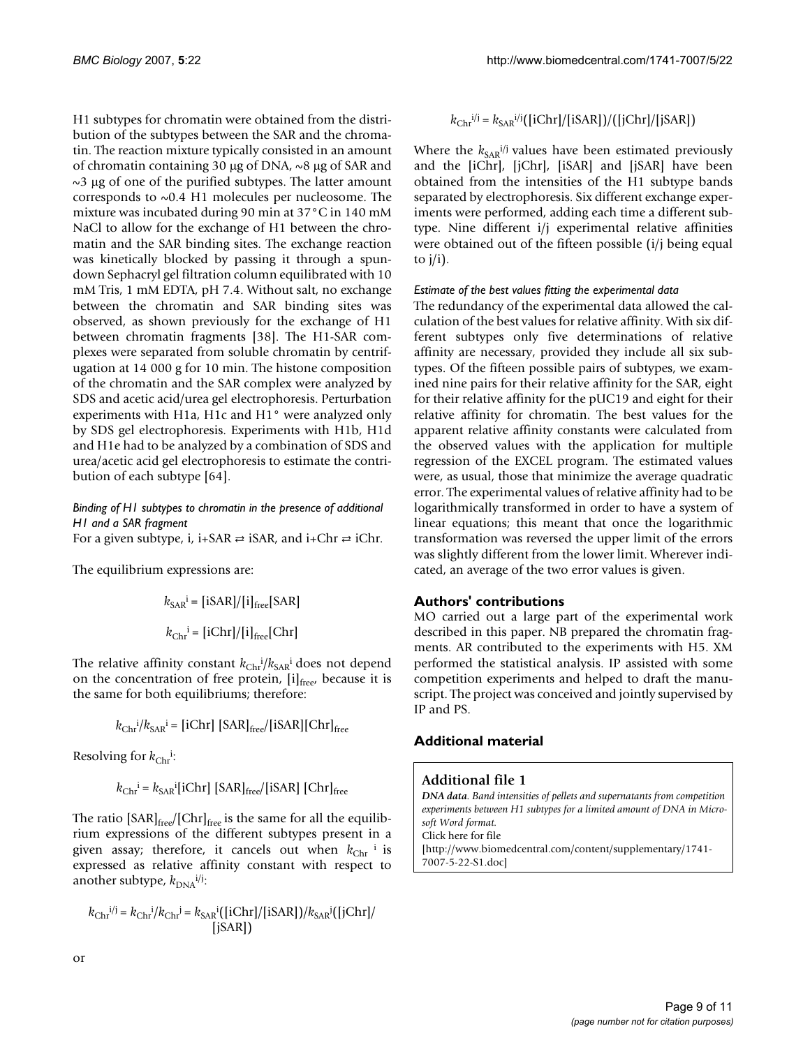H1 subtypes for chromatin were obtained from the distribution of the subtypes between the SAR and the chromatin. The reaction mixture typically consisted in an amount of chromatin containing 30 μg of DNA, ~8 μg of SAR and ~3 μg of one of the purified subtypes. The latter amount corresponds to ~0.4 H1 molecules per nucleosome. The mixture was incubated during 90 min at 37°C in 140 mM NaCl to allow for the exchange of H1 between the chromatin and the SAR binding sites. The exchange reaction was kinetically blocked by passing it through a spundown Sephacryl gel filtration column equilibrated with 10 mM Tris, 1 mM EDTA, pH 7.4. Without salt, no exchange between the chromatin and SAR binding sites was observed, as shown previously for the exchange of H1 between chromatin fragments [38]. The H1-SAR complexes were separated from soluble chromatin by centrifugation at 14 000 g for 10 min. The histone composition of the chromatin and the SAR complex were analyzed by SDS and acetic acid/urea gel electrophoresis. Perturbation experiments with H1a, H1c and H1° were analyzed only by SDS gel electrophoresis. Experiments with H1b, H1d and H1e had to be analyzed by a combination of SDS and urea/acetic acid gel electrophoresis to estimate the contribution of each subtype [64].

*Binding of H1 subtypes to chromatin in the presence of additional H1 and a SAR fragment*

For a given subtype, i, i+SAR ⇄ iSAR, and i+Chr ⇄ iChr.

The equilibrium expressions are:

$$k_{SAR}^{i} = [iSAR]/[i]_{free}[SAR]$$

$$k_{Chr}^{i} = [iChr]/[i]_{free}[Chr]$$

The relative affinity constant $k_{Chr}^{i}/k_{SAR}^{i}$ does not depend on the concentration of free protein, $[i]_{free}$, because it is the same for both equilibriums; therefore:

$$k_{Chr}^{i}/k_{SAR}^{i} = [iChr]\,[SAR]_{free}/[iSAR][Chr]_{free}$$

Resolving for $k_{Chr}^{i}$:

$$k_{Chr}^{i} = k_{SAR}^{i}[iChr]\,[SAR]_{free}/[iSAR]\,[Chr]_{free}$$

The ratio $[SAR]_{free}/[Chr]_{free}$ is the same for all the equilibrium expressions of the different subtypes present in a given assay; therefore, it cancels out when $k_{Chr}^{\ i}$ is expressed as relative affinity constant with respect to another subtype, $k_{DNA}^{i/j}$:

$$k_{Chr}^{i/j} = k_{Chr}^{i}/k_{Chr}^{j} = k_{SAR}^{i}([iChr]/[iSAR])/k_{SAR}^{j}([jChr]/[jSAR])$$

or

$$k_{Chr}^{i/j} = k_{SAR}^{i/j}([iChr]/[iSAR])/([jChr]/[jSAR])$$

Where the $k_{SAR}^{i/j}$ values have been estimated previously and the [iChr], [jChr], [iSAR] and [jSAR] have been obtained from the intensities of the H1 subtype bands separated by electrophoresis. Six different exchange experiments were performed, adding each time a different subtype. Nine different i/j experimental relative affinities were obtained out of the fifteen possible (i/j being equal to j/i).

*Estimate of the best values fitting the experimental data*

The redundancy of the experimental data allowed the calculation of the best values for relative affinity. With six different subtypes only five determinations of relative affinity are necessary, provided they include all six subtypes. Of the fifteen possible pairs of subtypes, we examined nine pairs for their relative affinity for the SAR, eight for their relative affinity for the pUC19 and eight for their relative affinity for chromatin. The best values for the apparent relative affinity constants were calculated from the observed values with the application for multiple regression of the EXCEL program. The estimated values were, as usual, those that minimize the average quadratic error. The experimental values of relative affinity had to be logarithmically transformed in order to have a system of linear equations; this meant that once the logarithmic transformation was reversed the upper limit of the errors was slightly different from the lower limit. Wherever indicated, an average of the two error values is given.

## Authors' contributions

MO carried out a large part of the experimental work described in this paper. NB prepared the chromatin fragments. AR contributed to the experiments with H5. XM performed the statistical analysis. IP assisted with some competition experiments and helped to draft the manuscript. The project was conceived and jointly supervised by IP and PS.

## Additional material

**Additional file 1**

***DNA data**. Band intensities of pellets and supernatants from competition experiments between H1 subtypes for a limited amount of DNA in Microsoft Word format.*

Click here for file

[http://www.biomedcentral.com/content/supplementary/1741-7007-5-22-S1.doc]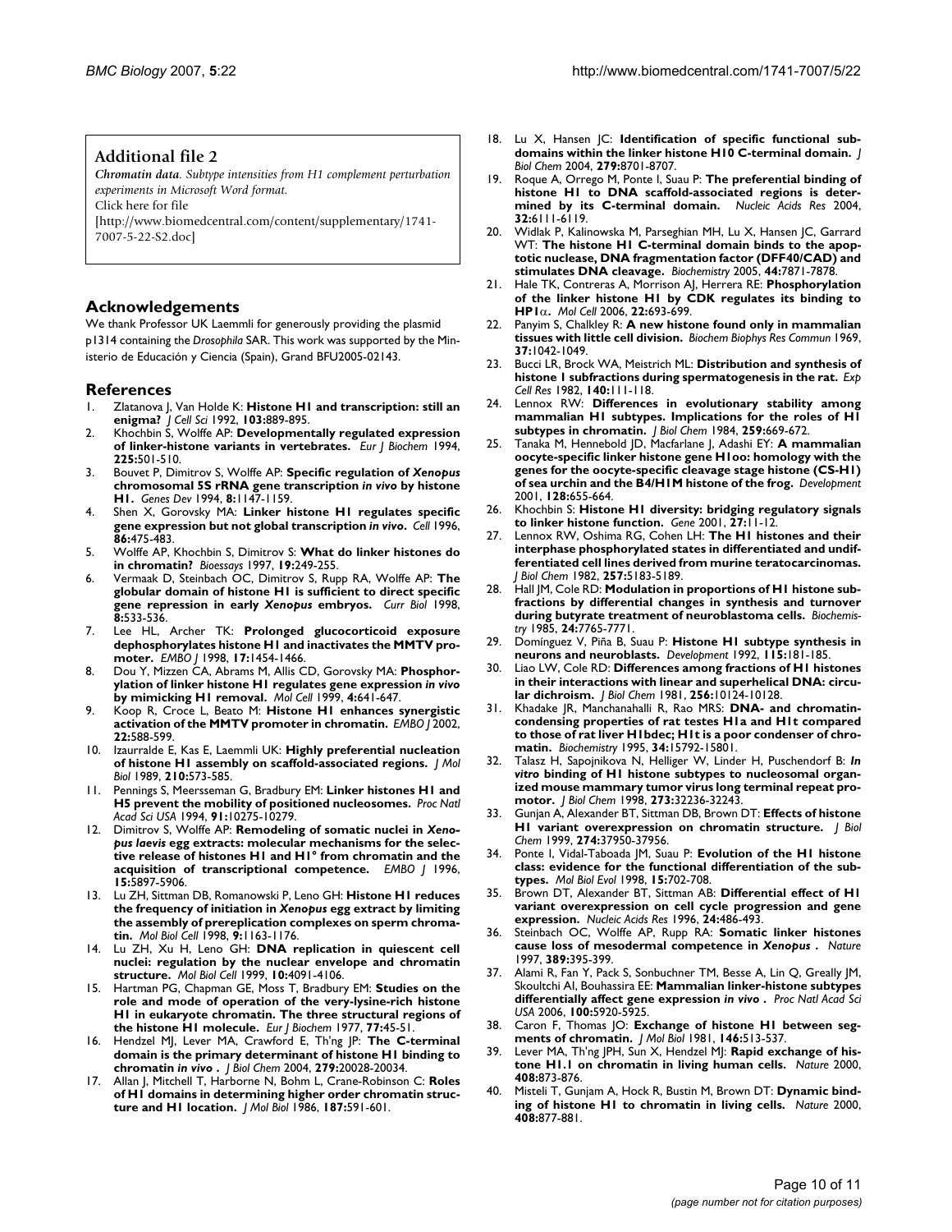## Additional file 2

***Chromatin data.*** *Subtype intensities from H1 complement perturbation experiments in Microsoft Word format.*
Click here for file
[http://www.biomedcentral.com/content/supplementary/1741-7007-5-22-S2.doc]

## Acknowledgements

We thank Professor UK Laemmli for generously providing the plasmid p1314 containing the *Drosophila* SAR. This work was supported by the Ministerio de Educación y Ciencia (Spain), Grand BFU2005-02143.

## References

1. Zlatanova J, Van Holde K: **Histone H1 and transcription: still an enigma?** *J Cell Sci* 1992, **103:**889-895.
2. Khochbin S, Wolffe AP: **Developmentally regulated expression of linker-histone variants in vertebrates.** *Eur J Biochem* 1994, **225:**501-510.
3. Bouvet P, Dimitrov S, Wolffe AP: **Specific regulation of *Xenopus* chromosomal 5S rRNA gene transcription *in vivo* by histone H1.** *Genes Dev* 1994, **8:**1147-1159.
4. Shen X, Gorovsky MA: **Linker histone H1 regulates specific gene expression but not global transcription *in vivo*.** *Cell* 1996, **86:**475-483.
5. Wolffe AP, Khochbin S, Dimitrov S: **What do linker histones do in chromatin?** *Bioessays* 1997, **19:**249-255.
6. Vermaak D, Steinbach OC, Dimitrov S, Rupp RA, Wolffe AP: **The globular domain of histone H1 is sufficient to direct specific gene repression in early *Xenopus* embryos.** *Curr Biol* 1998, **8:**533-536.
7. Lee HL, Archer TK: **Prolonged glucocorticoid exposure dephosphorylates histone H1 and inactivates the MMTV promoter.** *EMBO J* 1998, **17:**1454-1466.
8. Dou Y, Mizzen CA, Abrams M, Allis CD, Gorovsky MA: **Phosphorylation of linker histone H1 regulates gene expression *in vivo* by mimicking H1 removal.** *Mol Cell* 1999, **4:**641-647.
9. Koop R, Croce L, Beato M: **Histone H1 enhances synergistic activation of the MMTV promoter in chromatin.** *EMBO J* 2002, **22:**588-599.
10. Izaurralde E, Kas E, Laemmli UK: **Highly preferential nucleation of histone H1 assembly on scaffold-associated regions.** *J Mol Biol* 1989, **210:**573-585.
11. Pennings S, Meersseman G, Bradbury EM: **Linker histones H1 and H5 prevent the mobility of positioned nucleosomes.** *Proc Natl Acad Sci USA* 1994, **91:**10275-10279.
12. Dimitrov S, Wolffe AP: **Remodeling of somatic nuclei in *Xenopus laevis* egg extracts: molecular mechanisms for the selective release of histones H1 and H1° from chromatin and the acquisition of transcriptional competence.** *EMBO J* 1996, **15:**5897-5906.
13. Lu ZH, Sittman DB, Romanowski P, Leno GH: **Histone H1 reduces the frequency of initiation in *Xenopus* egg extract by limiting the assembly of prereplication complexes on sperm chromatin.** *Mol Biol Cell* 1998, **9:**1163-1176.
14. Lu ZH, Xu H, Leno GH: **DNA replication in quiescent cell nuclei: regulation by the nuclear envelope and chromatin structure.** *Mol Biol Cell* 1999, **10:**4091-4106.
15. Hartman PG, Chapman GE, Moss T, Bradbury EM: **Studies on the role and mode of operation of the very-lysine-rich histone H1 in eukaryote chromatin. The three structural regions of the histone H1 molecule.** *Eur J Biochem* 1977, **77:**45-51.
16. Hendzel MJ, Lever MA, Crawford E, Th'ng JP: **The C-terminal domain is the primary determinant of histone H1 binding to chromatin *in vivo*.** *J Biol Chem* 2004, **279:**20028-20034.
17. Allan J, Mitchell T, Harborne N, Bohm L, Crane-Robinson C: **Roles of H1 domains in determining higher order chromatin structure and H1 location.** *J Mol Biol* 1986, **187:**591-601.
18. Lu X, Hansen JC: **Identification of specific functional subdomains within the linker histone H10 C-terminal domain.** *J Biol Chem* 2004, **279:**8701-8707.
19. Roque A, Orrego M, Ponte I, Suau P: **The preferential binding of histone H1 to DNA scaffold-associated regions is determined by its C-terminal domain.** *Nucleic Acids Res* 2004, **32:**6111-6119.
20. Widlak P, Kalinowska M, Parseghian MH, Lu X, Hansen JC, Garrard WT: **The histone H1 C-terminal domain binds to the apoptotic nuclease, DNA fragmentation factor (DFF40/CAD) and stimulates DNA cleavage.** *Biochemistry* 2005, **44:**7871-7878.
21. Hale TK, Contreras A, Morrison AJ, Herrera RE: **Phosphorylation of the linker histone H1 by CDK regulates its binding to HP1α.** *Mol Cell* 2006, **22:**693-699.
22. Panyim S, Chalkley R: **A new histone found only in mammalian tissues with little cell division.** *Biochem Biophys Res Commun* 1969, **37:**1042-1049.
23. Bucci LR, Brock WA, Meistrich ML: **Distribution and synthesis of histone 1 subfractions during spermatogenesis in the rat.** *Exp Cell Res* 1982, **140:**111-118.
24. Lennox RW: **Differences in evolutionary stability among mammalian H1 subtypes. Implications for the roles of H1 subtypes in chromatin.** *J Biol Chem* 1984, **259:**669-672.
25. Tanaka M, Hennebold JD, Macfarlane J, Adashi EY: **A mammalian oocyte-specific linker histone gene H1oo: homology with the genes for the oocyte-specific cleavage stage histone (CS-H1) of sea urchin and the B4/H1M histone of the frog.** *Development* 2001, **128:**655-664.
26. Khochbin S: **Histone H1 diversity: bridging regulatory signals to linker histone function.** *Gene* 2001, **27:**11-12.
27. Lennox RW, Oshima RG, Cohen LH: **The H1 histones and their interphase phosphorylated states in differentiated and undifferentiated cell lines derived from murine teratocarcinomas.** *J Biol Chem* 1982, **257:**5183-5189.
28. Hall JM, Cole RD: **Modulation in proportions of H1 histone subfractions by differential changes in synthesis and turnover during butyrate treatment of neuroblastoma cells.** *Biochemistry* 1985, **24:**7765-7771.
29. Domínguez V, Piña B, Suau P: **Histone H1 subtype synthesis in neurons and neuroblasts.** *Development* 1992, **115:**181-185.
30. Liao LW, Cole RD: **Differences among fractions of H1 histones in their interactions with linear and superhelical DNA: circular dichroism.** *J Biol Chem* 1981, **256:**10124-10128.
31. Khadake JR, Manchanahalli R, Rao MRS: **DNA- and chromatin-condensing properties of rat testes H1a and H1t compared to those of rat liver H1bdec; H1t is a poor condenser of chromatin.** *Biochemistry* 1995, **34:**15792-15801.
32. Talasz H, Sapojnikova N, Helliger W, Linder H, Puschendorf B: ***In vitro* binding of H1 histone subtypes to nucleosomal organized mouse mammary tumor virus long terminal repeat promotor.** *J Biol Chem* 1998, **273:**32236-32243.
33. Gunjan A, Alexander BT, Sittman DB, Brown DT: **Effects of histone H1 variant overexpression on chromatin structure.** *J Biol Chem* 1999, **274:**37950-37956.
34. Ponte I, Vidal-Taboada JM, Suau P: **Evolution of the H1 histone class: evidence for the functional differentiation of the subtypes.** *Mol Biol Evol* 1998, **15:**702-708.
35. Brown DT, Alexander BT, Sittman AB: **Differential effect of H1 variant overexpression on cell cycle progression and gene expression.** *Nucleic Acids Res* 1996, **24:**486-493.
36. Steinbach OC, Wolffe AP, Rupp RA: **Somatic linker histones cause loss of mesodermal competence in *Xenopus*.** *Nature* 1997, **389:**395-399.
37. Alami R, Fan Y, Pack S, Sonbuchner TM, Besse A, Lin Q, Greally JM, Skoultchi AI, Bouhassira EE: **Mammalian linker-histone subtypes differentially affect gene expression *in vivo*.** *Proc Natl Acad Sci USA* 2006, **100:**5920-5925.
38. Caron F, Thomas JO: **Exchange of histone H1 between segments of chromatin.** *J Mol Biol* 1981, **146:**513-537.
39. Lever MA, Th'ng JPH, Sun X, Hendzel MJ: **Rapid exchange of histone H1.1 on chromatin in living human cells.** *Nature* 2000, **408:**873-876.
40. Misteli T, Gunjam A, Hock R, Bustin M, Brown DT: **Dynamic binding of histone H1 to chromatin in living cells.** *Nature* 2000, **408:**877-881.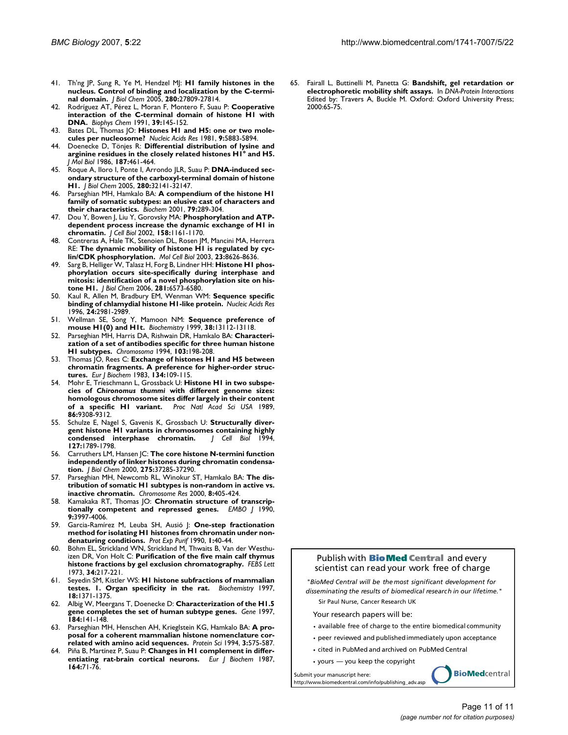41. Th'ng JP, Sung R, Ye M, Hendzel MJ: **H1 family histones in the nucleus. Control of binding and localization by the C-terminal domain.** *J Biol Chem* 2005, **280:**27809-27814.
42. Rodríguez AT, Pérez L, Moran F, Montero F, Suau P: **Cooperative interaction of the C-terminal domain of histone H1 with DNA.** *Biophys Chem* 1991, **39:**145-152.
43. Bates DL, Thomas JO: **Histones H1 and H5: one or two molecules per nucleosome?** *Nucleic Acids Res* 1981, **9:**5883-5894.
44. Doenecke D, Tönjes R: **Differential distribution of lysine and arginine residues in the closely related histones H1° and H5.** *J Mol Biol* 1986, **187:**461-464.
45. Roque A, Iloro I, Ponte I, Arrondo JLR, Suau P: **DNA-induced secondary structure of the carboxyl-terminal domain of histone H1.** *J Biol Chem* 2005, **280:**32141-32147.
46. Parseghian MH, Hamkalo BA: **A compendium of the histone H1 family of somatic subtypes: an elusive cast of characters and their characteristics.** *Biochem* 2001, **79:**289-304.
47. Dou Y, Bowen J, Liu Y, Gorovsky MA: **Phosphorylation and ATP-dependent process increase the dynamic exchange of H1 in chromatin.** *J Cell Biol* 2002, **158:**1161-1170.
48. Contreras A, Hale TK, Stenoien DL, Rosen JM, Mancini MA, Herrera RE: **The dynamic mobility of histone H1 is regulated by cyclin/CDK phosphorylation.** *Mol Cell Biol* 2003, **23:**8626-8636.
49. Sarg B, Helliger W, Talasz H, Forg B, Lindner HH: **Histone H1 phosphorylation occurs site-specifically during interphase and mitosis: identification of a novel phosphorylation site on histone H1.** *J Biol Chem* 2006, **281:**6573-6580.
50. Kaul R, Allen M, Bradbury EM, Wenman WM: **Sequence specific binding of chlamydial histone H1-like protein.** *Nucleic Acids Res* 1996, **24:**2981-2989.
51. Wellman SE, Song Y, Mamoon NM: **Sequence preference of mouse H1(0) and H1t.** *Biochemistry* 1999, **38:**13112-13118.
52. Parseghian MH, Harris DA, Rishwain DR, Hamkalo BA: **Characterization of a set of antibodies specific for three human histone H1 subtypes.** *Chromosoma* 1994, **103:**198-208.
53. Thomas JO, Rees C: **Exchange of histones H1 and H5 between chromatin fragments. A preference for higher-order structures.** *Eur J Biochem* 1983, **134:**109-115.
54. Mohr E, Trieschmann L, Grossback U: **Histone H1 in two subspecies of *Chironomus thummi* with different genome sizes: homologous chromosome sites differ largely in their content of a specific H1 variant.** *Proc Natl Acad Sci USA* 1989, **86:**9308-9312.
55. Schulze E, Nagel S, Gavenis K, Grossbach U: **Structurally divergent histone H1 variants in chromosomes containing highly condensed interphase chromatin.** *J Cell Biol* 1994, **127:**1789-1798.
56. Carruthers LM, Hansen JC: **The core histone N-termini function independently of linker histones during chromatin condensation.** *J Biol Chem* 2000, **275:**37285-37290.
57. Parseghian MH, Newcomb RL, Winokur ST, Hamkalo BA: **The distribution of somatic H1 subtypes is non-random in active vs. inactive chromatin.** *Chromosome Res* 2000, **8:**405-424.
58. Kamakaka RT, Thomas JO: **Chromatin structure of transcriptionally competent and repressed genes.** *EMBO J* 1990, **9:**3997-4006.
59. Garcia-Ramírez M, Leuba SH, Ausió J: **One-step fractionation method for isolating H1 histones from chromatin under non-denaturing conditions.** *Prot Exp Purif* 1990, **1:**40-44.
60. Böhm EL, Strickland WN, Strickland M, Thwaits B, Van der Westhuizen DR, Von Holt C: **Purification of the five main calf thymus histone fractions by gel exclusion chromatography.** *FEBS Lett* 1973, **34:**217-221.
61. Seyedin SM, Kistler WS: **H1 histone subfractions of mammalian testes. 1. Organ specificity in the rat.** *Biochemistry* 1997, **18:**1371-1375.
62. Albig W, Meergans T, Doenecke D: **Characterization of the H1.5 gene completes the set of human subtype genes.** *Gene* 1997, **184:**141-148.
63. Parseghian MH, Henschen AH, Krieglstein KG, Hamkalo BA: **A proposal for a coherent mammalian histone nomenclature correlated with amino acid sequences.** *Protein Sci* 1994, **3:**575-587.
64. Piña B, Martínez P, Suau P: **Changes in H1 complement in differentiating rat-brain cortical neurons.** *Eur J Biochem* 1987, **164:**71-76.
65. Fairall L, Buttinelli M, Panetta G: **Bandshift, gel retardation or electrophoretic mobility shift assays.** In *DNA-Protein Interactions* Edited by: Travers A, Buckle M. Oxford: Oxford University Press; 2000:65-75.

Publish with **BioMed Central** and every scientist can read your work free of charge

*"BioMed Central will be the most significant development for disseminating the results of biomedical research in our lifetime."*
Sir Paul Nurse, Cancer Research UK

Your research papers will be:

- available free of charge to the entire biomedical community
- peer reviewed and published immediately upon acceptance
- cited in PubMed and archived on PubMed Central
- yours — you keep the copyright

Submit your manuscript here:
http://www.biomedcentral.com/info/publishing_adv.asp

BioMedcentral